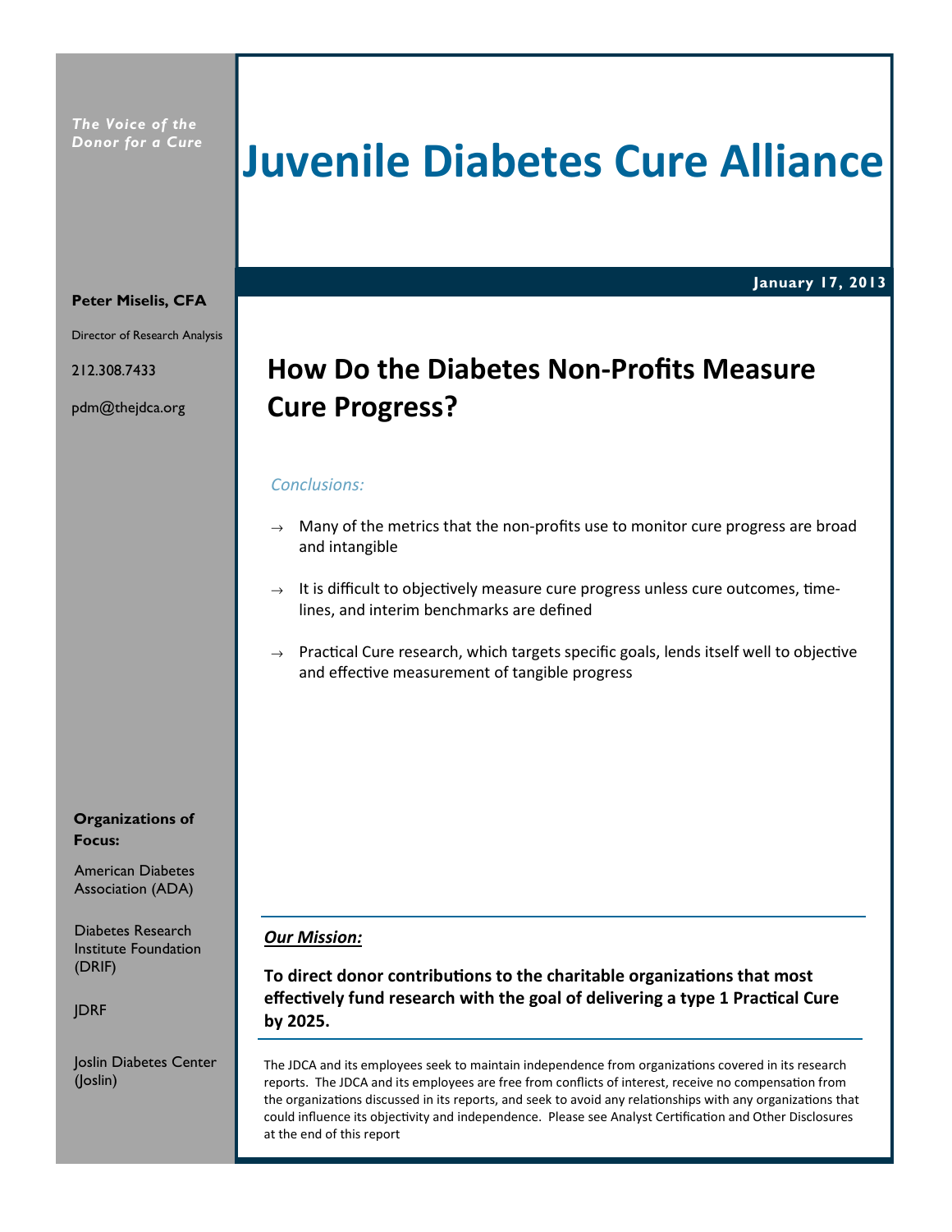*The Voice of the Donor for a Cure*

# Juvenile Diabetes Cure Alliance

**January 17, 2013**

**Peter Miselis, CFA**

Director of Research Analysis

212.308.7433

pdm@thejdca.org

## How Do the Diabetes Non-Profits Measure Cure Progress?

*Conclusions:*

- Many of the metrics that the non-profits use to monitor cure progress are broad and intangible
- It is difficult to objectively measure cure progress unless cure outcomes, time-lines, and interim benchmarks are defined
- Practical Cure research, which targets specific goals, lends itself well to objective and effective measurement of tangible progress

**Organizations of Focus:**

American Diabetes Association (ADA)

Diabetes Research Institute Foundation (DRIF)

JDRF

Joslin Diabetes Center (Joslin)

***Our Mission:***

**To direct donor contributions to the charitable organizations that most effectively fund research with the goal of delivering a type 1 Practical Cure by 2025.**

The JDCA and its employees seek to maintain independence from organizations covered in its research reports. The JDCA and its employees are free from conflicts of interest, receive no compensation from the organizations discussed in its reports, and seek to avoid any relationships with any organizations that could influence its objectivity and independence. Please see Analyst Certification and Other Disclosures at the end of this report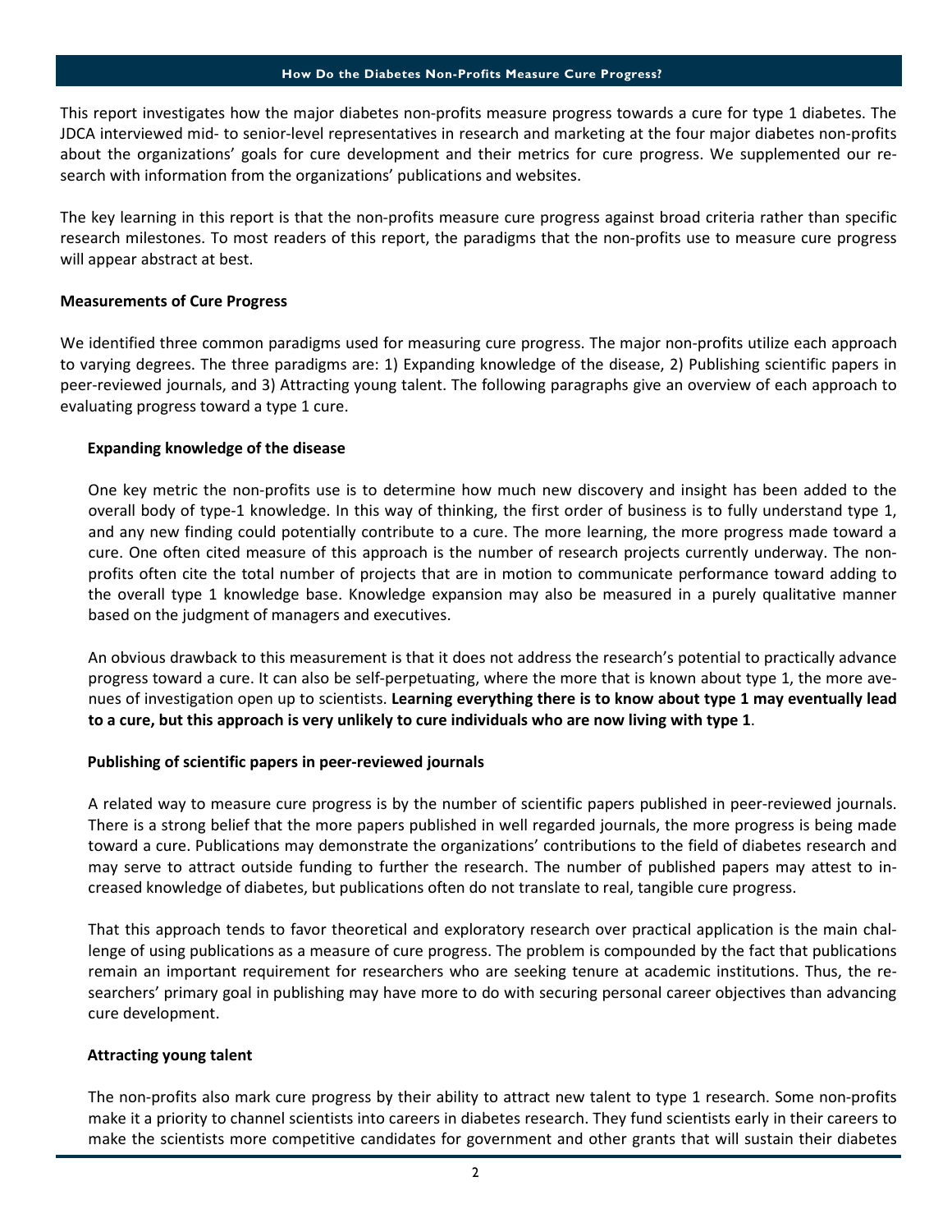This report investigates how the major diabetes non-profits measure progress towards a cure for type 1 diabetes. The JDCA interviewed mid- to senior-level representatives in research and marketing at the four major diabetes non-profits about the organizations' goals for cure development and their metrics for cure progress. We supplemented our research with information from the organizations' publications and websites.

The key learning in this report is that the non-profits measure cure progress against broad criteria rather than specific research milestones. To most readers of this report, the paradigms that the non-profits use to measure cure progress will appear abstract at best.

## Measurements of Cure Progress

We identified three common paradigms used for measuring cure progress. The major non-profits utilize each approach to varying degrees. The three paradigms are: 1) Expanding knowledge of the disease, 2) Publishing scientific papers in peer-reviewed journals, and 3) Attracting young talent. The following paragraphs give an overview of each approach to evaluating progress toward a type 1 cure.

### Expanding knowledge of the disease

One key metric the non-profits use is to determine how much new discovery and insight has been added to the overall body of type-1 knowledge. In this way of thinking, the first order of business is to fully understand type 1, and any new finding could potentially contribute to a cure. The more learning, the more progress made toward a cure. One often cited measure of this approach is the number of research projects currently underway. The non-profits often cite the total number of projects that are in motion to communicate performance toward adding to the overall type 1 knowledge base. Knowledge expansion may also be measured in a purely qualitative manner based on the judgment of managers and executives.

An obvious drawback to this measurement is that it does not address the research's potential to practically advance progress toward a cure. It can also be self-perpetuating, where the more that is known about type 1, the more avenues of investigation open up to scientists. **Learning everything there is to know about type 1 may eventually lead to a cure, but this approach is very unlikely to cure individuals who are now living with type 1**.

### Publishing of scientific papers in peer-reviewed journals

A related way to measure cure progress is by the number of scientific papers published in peer-reviewed journals. There is a strong belief that the more papers published in well regarded journals, the more progress is being made toward a cure. Publications may demonstrate the organizations' contributions to the field of diabetes research and may serve to attract outside funding to further the research. The number of published papers may attest to increased knowledge of diabetes, but publications often do not translate to real, tangible cure progress.

That this approach tends to favor theoretical and exploratory research over practical application is the main challenge of using publications as a measure of cure progress. The problem is compounded by the fact that publications remain an important requirement for researchers who are seeking tenure at academic institutions. Thus, the researchers' primary goal in publishing may have more to do with securing personal career objectives than advancing cure development.

### Attracting young talent

The non-profits also mark cure progress by their ability to attract new talent to type 1 research. Some non-profits make it a priority to channel scientists into careers in diabetes research. They fund scientists early in their careers to make the scientists more competitive candidates for government and other grants that will sustain their diabetes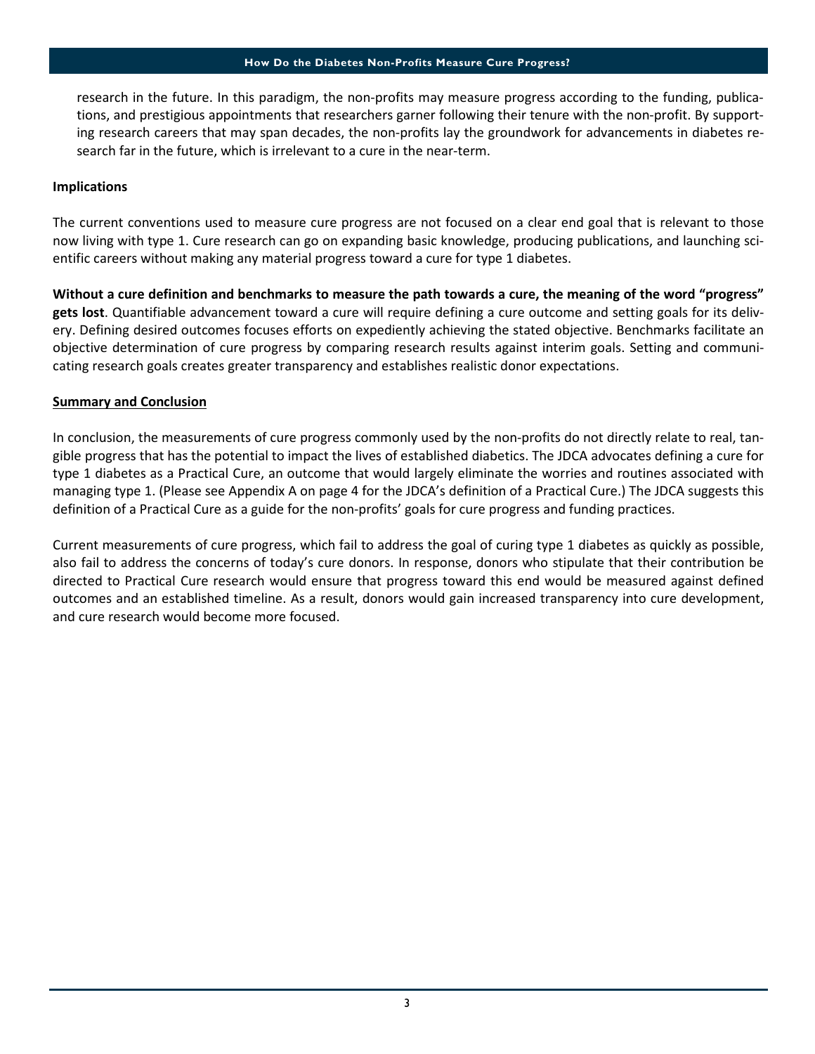research in the future. In this paradigm, the non-profits may measure progress according to the funding, publications, and prestigious appointments that researchers garner following their tenure with the non-profit. By supporting research careers that may span decades, the non-profits lay the groundwork for advancements in diabetes research far in the future, which is irrelevant to a cure in the near-term.

**Implications**

The current conventions used to measure cure progress are not focused on a clear end goal that is relevant to those now living with type 1. Cure research can go on expanding basic knowledge, producing publications, and launching scientific careers without making any material progress toward a cure for type 1 diabetes.

**Without a cure definition and benchmarks to measure the path towards a cure, the meaning of the word "progress" gets lost**. Quantifiable advancement toward a cure will require defining a cure outcome and setting goals for its delivery. Defining desired outcomes focuses efforts on expediently achieving the stated objective. Benchmarks facilitate an objective determination of cure progress by comparing research results against interim goals. Setting and communicating research goals creates greater transparency and establishes realistic donor expectations.

**Summary and Conclusion**

In conclusion, the measurements of cure progress commonly used by the non-profits do not directly relate to real, tangible progress that has the potential to impact the lives of established diabetics. The JDCA advocates defining a cure for type 1 diabetes as a Practical Cure, an outcome that would largely eliminate the worries and routines associated with managing type 1. (Please see Appendix A on page 4 for the JDCA's definition of a Practical Cure.) The JDCA suggests this definition of a Practical Cure as a guide for the non-profits' goals for cure progress and funding practices.

Current measurements of cure progress, which fail to address the goal of curing type 1 diabetes as quickly as possible, also fail to address the concerns of today's cure donors. In response, donors who stipulate that their contribution be directed to Practical Cure research would ensure that progress toward this end would be measured against defined outcomes and an established timeline. As a result, donors would gain increased transparency into cure development, and cure research would become more focused.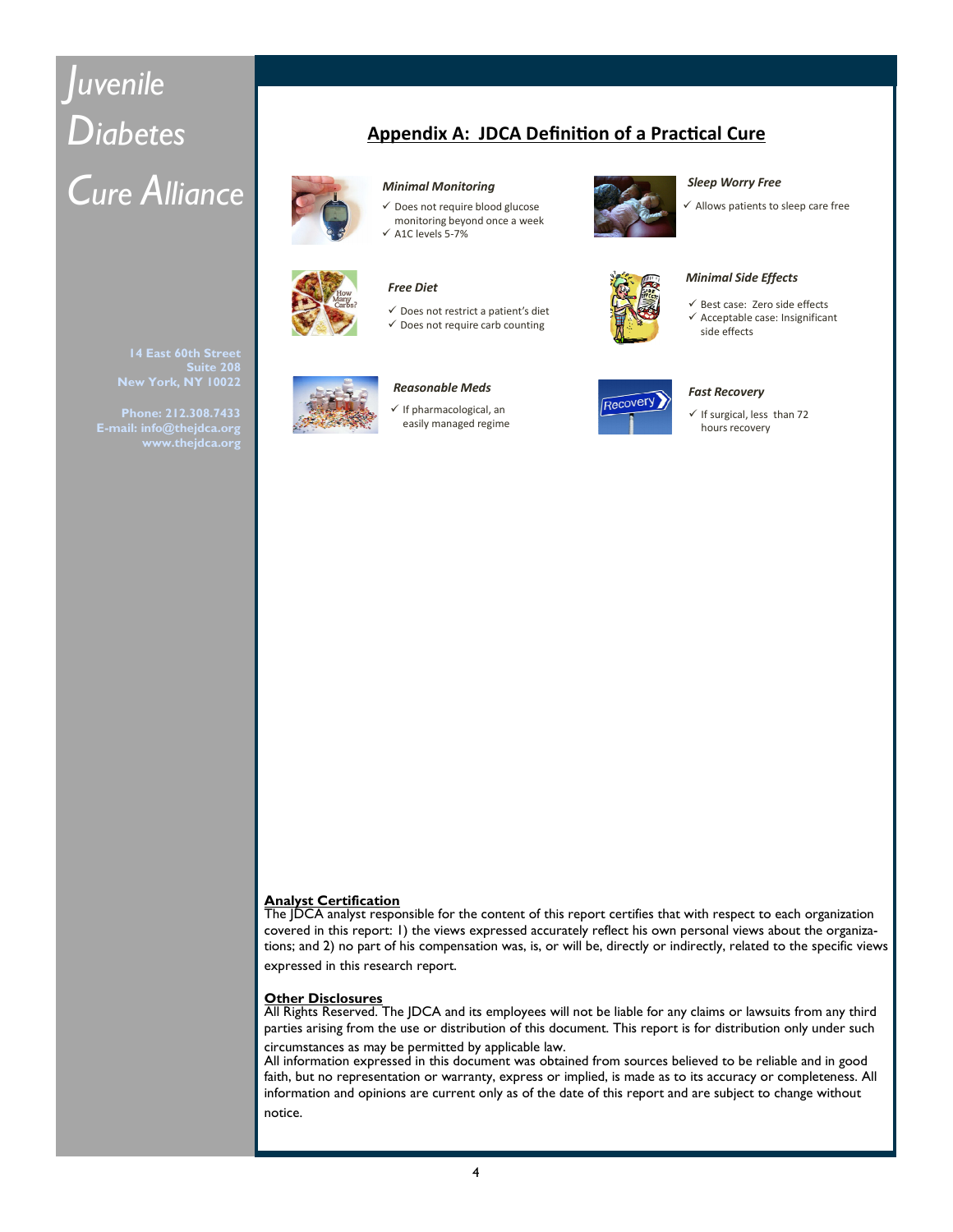# Juvenile Diabetes Cure Alliance

14 East 60th Street
Suite 208
New York, NY 10022

Phone: 212.308.7433
E-mail: info@thejdca.org
www.thejdca.org

## Appendix A: JDCA Definition of a Practical Cure

***Minimal Monitoring***

- ✓ Does not require blood glucose monitoring beyond once a week
- ✓ A1C levels 5-7%

***Sleep Worry Free***

- ✓ Allows patients to sleep care free

***Free Diet***

- ✓ Does not restrict a patient's diet
- ✓ Does not require carb counting

***Minimal Side Effects***

- ✓ Best case: Zero side effects
- ✓ Acceptable case: Insignificant side effects

***Reasonable Meds***

- ✓ If pharmacological, an easily managed regime

***Fast Recovery***

- ✓ If surgical, less than 72 hours recovery

**Analyst Certification**

The JDCA analyst responsible for the content of this report certifies that with respect to each organization covered in this report: 1) the views expressed accurately reflect his own personal views about the organizations; and 2) no part of his compensation was, is, or will be, directly or indirectly, related to the specific views expressed in this research report.

**Other Disclosures**

All Rights Reserved. The JDCA and its employees will not be liable for any claims or lawsuits from any third parties arising from the use or distribution of this document. This report is for distribution only under such circumstances as may be permitted by applicable law.

All information expressed in this document was obtained from sources believed to be reliable and in good faith, but no representation or warranty, express or implied, is made as to its accuracy or completeness. All information and opinions are current only as of the date of this report and are subject to change without notice.